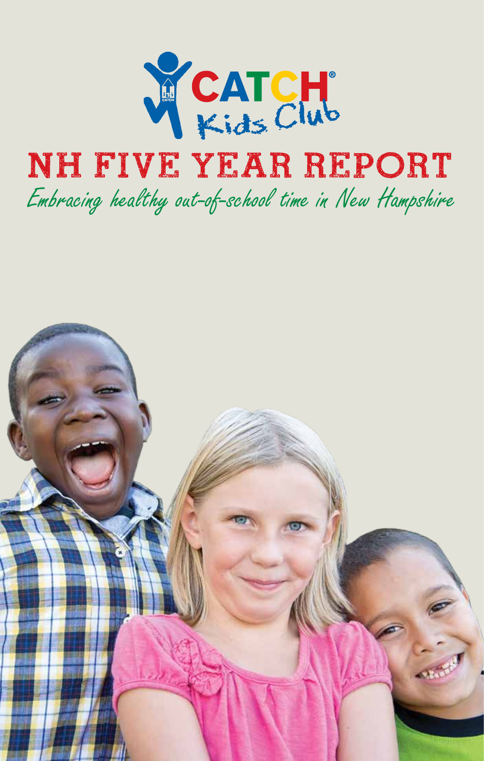CATCH® Kids Club

# NH FIVE YEAR REPORT

*Embracing healthy out-of-school time in New Hampshire*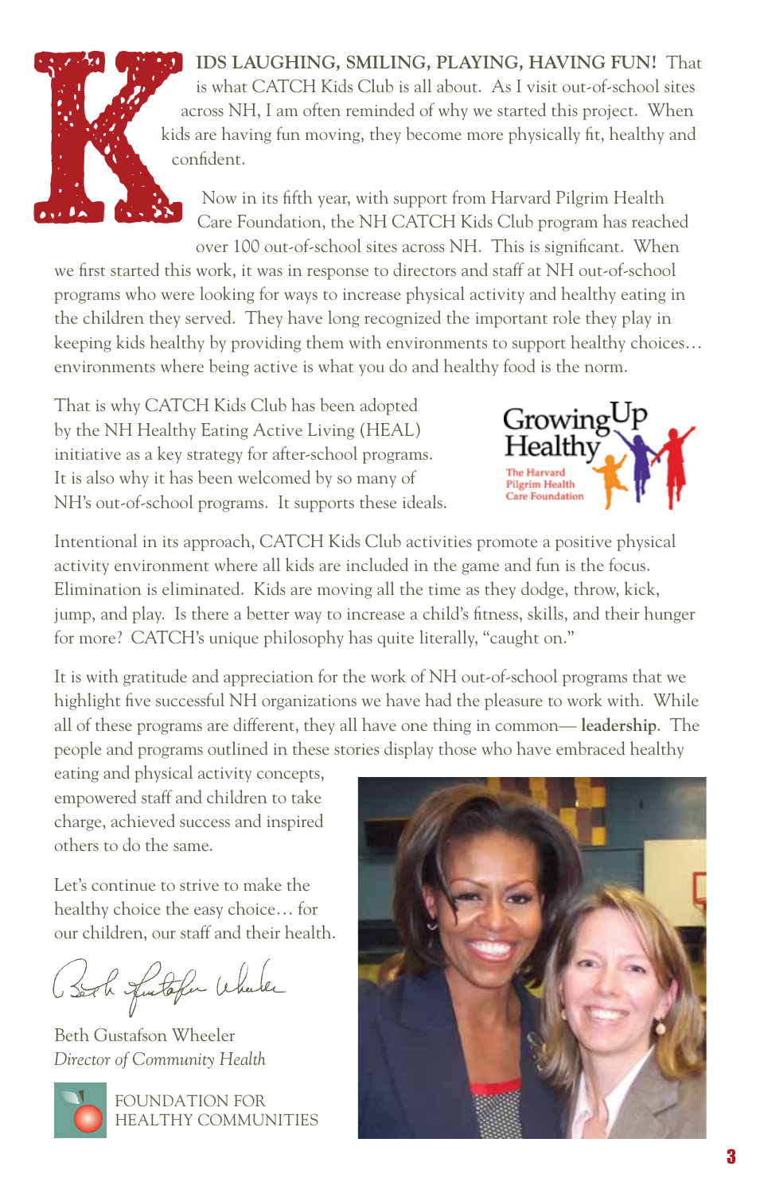**KIDS LAUGHING, SMILING, PLAYING, HAVING FUN!** That is what CATCH Kids Club is all about. As I visit out-of-school sites across NH, I am often reminded of why we started this project. When kids are having fun moving, they become more physically fit, healthy and confident.

Now in its fifth year, with support from Harvard Pilgrim Health Care Foundation, the NH CATCH Kids Club program has reached over 100 out-of-school sites across NH. This is significant. When we first started this work, it was in response to directors and staff at NH out-of-school programs who were looking for ways to increase physical activity and healthy eating in the children they served. They have long recognized the important role they play in keeping kids healthy by providing them with environments to support healthy choices… environments where being active is what you do and healthy food is the norm.

That is why CATCH Kids Club has been adopted by the NH Healthy Eating Active Living (HEAL) initiative as a key strategy for after-school programs. It is also why it has been welcomed by so many of NH's out-of-school programs. It supports these ideals.

Growing Up Healthy
The Harvard Pilgrim Health Care Foundation

Intentional in its approach, CATCH Kids Club activities promote a positive physical activity environment where all kids are included in the game and fun is the focus. Elimination is eliminated. Kids are moving all the time as they dodge, throw, kick, jump, and play. Is there a better way to increase a child's fitness, skills, and their hunger for more? CATCH's unique philosophy has quite literally, "caught on."

It is with gratitude and appreciation for the work of NH out-of-school programs that we highlight five successful NH organizations we have had the pleasure to work with. While all of these programs are different, they all have one thing in common— **leadership**. The people and programs outlined in these stories display those who have embraced healthy eating and physical activity concepts, empowered staff and children to take charge, achieved success and inspired others to do the same.

Let's continue to strive to make the healthy choice the easy choice… for our children, our staff and their health.

Beth Gustafson Wheeler
*Director of Community Health*

FOUNDATION FOR HEALTHY COMMUNITIES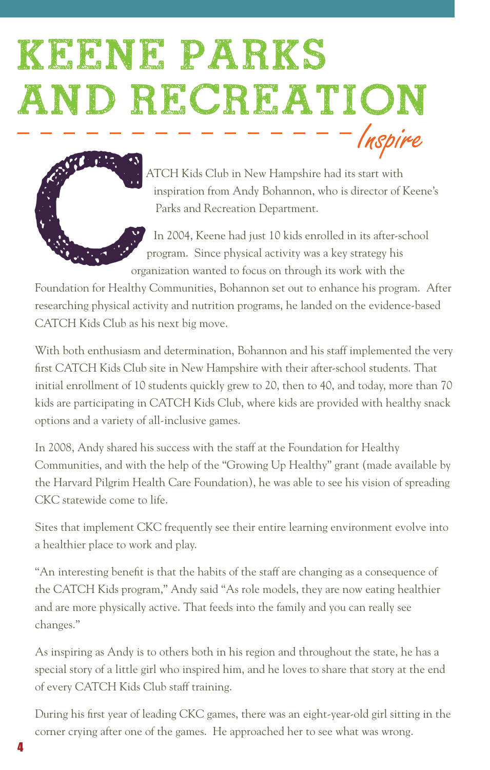# KEENE PARKS AND RECREATION

*Inspire*

CATCH Kids Club in New Hampshire had its start with inspiration from Andy Bohannon, who is director of Keene's Parks and Recreation Department.

In 2004, Keene had just 10 kids enrolled in its after-school program. Since physical activity was a key strategy his organization wanted to focus on through its work with the Foundation for Healthy Communities, Bohannon set out to enhance his program. After researching physical activity and nutrition programs, he landed on the evidence-based CATCH Kids Club as his next big move.

With both enthusiasm and determination, Bohannon and his staff implemented the very first CATCH Kids Club site in New Hampshire with their after-school students. That initial enrollment of 10 students quickly grew to 20, then to 40, and today, more than 70 kids are participating in CATCH Kids Club, where kids are provided with healthy snack options and a variety of all-inclusive games.

In 2008, Andy shared his success with the staff at the Foundation for Healthy Communities, and with the help of the "Growing Up Healthy" grant (made available by the Harvard Pilgrim Health Care Foundation), he was able to see his vision of spreading CKC statewide come to life.

Sites that implement CKC frequently see their entire learning environment evolve into a healthier place to work and play.

"An interesting benefit is that the habits of the staff are changing as a consequence of the CATCH Kids program," Andy said "As role models, they are now eating healthier and are more physically active. That feeds into the family and you can really see changes."

As inspiring as Andy is to others both in his region and throughout the state, he has a special story of a little girl who inspired him, and he loves to share that story at the end of every CATCH Kids Club staff training.

During his first year of leading CKC games, there was an eight-year-old girl sitting in the corner crying after one of the games. He approached her to see what was wrong.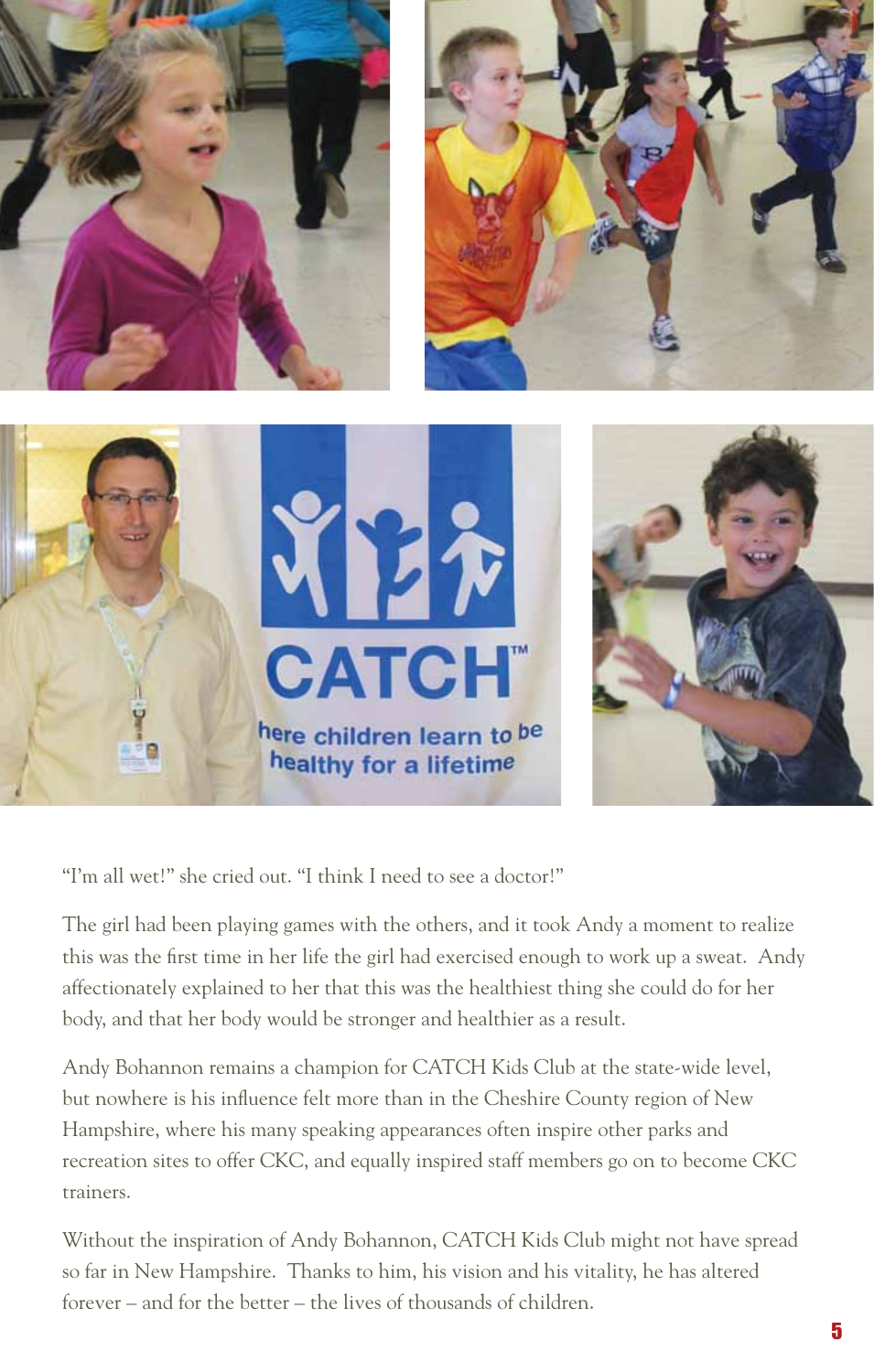"I'm all wet!" she cried out. "I think I need to see a doctor!"

The girl had been playing games with the others, and it took Andy a moment to realize this was the first time in her life the girl had exercised enough to work up a sweat. Andy affectionately explained to her that this was the healthiest thing she could do for her body, and that her body would be stronger and healthier as a result.

Andy Bohannon remains a champion for CATCH Kids Club at the state-wide level, but nowhere is his influence felt more than in the Cheshire County region of New Hampshire, where his many speaking appearances often inspire other parks and recreation sites to offer CKC, and equally inspired staff members go on to become CKC trainers.

Without the inspiration of Andy Bohannon, CATCH Kids Club might not have spread so far in New Hampshire. Thanks to him, his vision and his vitality, he has altered forever – and for the better – the lives of thousands of children.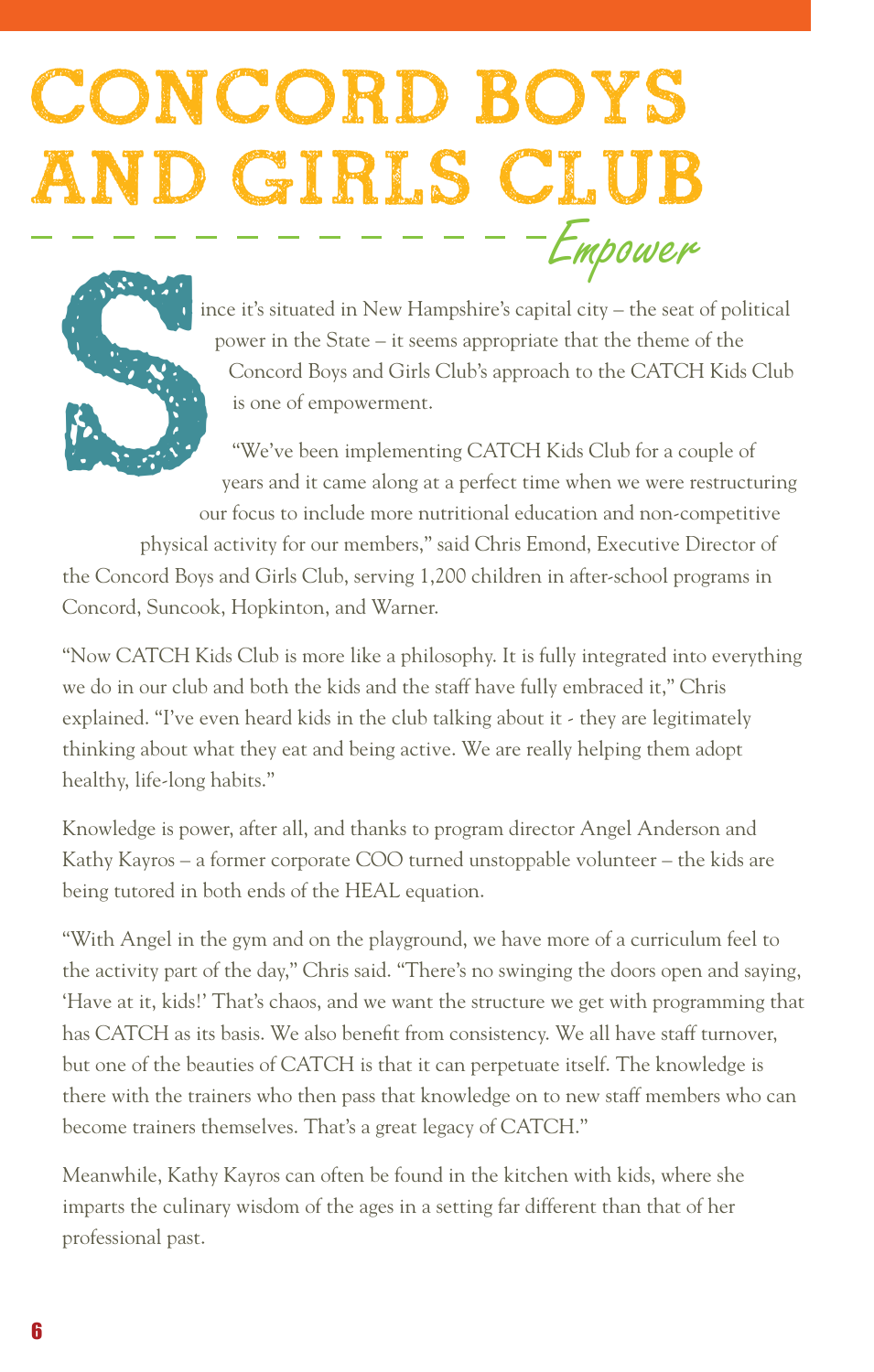# CONCORD BOYS AND GIRLS CLUB

*Empower*

Since it's situated in New Hampshire's capital city – the seat of political power in the State – it seems appropriate that the theme of the Concord Boys and Girls Club's approach to the CATCH Kids Club is one of empowerment.

"We've been implementing CATCH Kids Club for a couple of years and it came along at a perfect time when we were restructuring our focus to include more nutritional education and non-competitive physical activity for our members," said Chris Emond, Executive Director of the Concord Boys and Girls Club, serving 1,200 children in after-school programs in Concord, Suncook, Hopkinton, and Warner.

"Now CATCH Kids Club is more like a philosophy. It is fully integrated into everything we do in our club and both the kids and the staff have fully embraced it," Chris explained. "I've even heard kids in the club talking about it - they are legitimately thinking about what they eat and being active. We are really helping them adopt healthy, life-long habits."

Knowledge is power, after all, and thanks to program director Angel Anderson and Kathy Kayros – a former corporate COO turned unstoppable volunteer – the kids are being tutored in both ends of the HEAL equation.

"With Angel in the gym and on the playground, we have more of a curriculum feel to the activity part of the day," Chris said. "There's no swinging the doors open and saying, 'Have at it, kids!' That's chaos, and we want the structure we get with programming that has CATCH as its basis. We also benefit from consistency. We all have staff turnover, but one of the beauties of CATCH is that it can perpetuate itself. The knowledge is there with the trainers who then pass that knowledge on to new staff members who can become trainers themselves. That's a great legacy of CATCH."

Meanwhile, Kathy Kayros can often be found in the kitchen with kids, where she imparts the culinary wisdom of the ages in a setting far different than that of her professional past.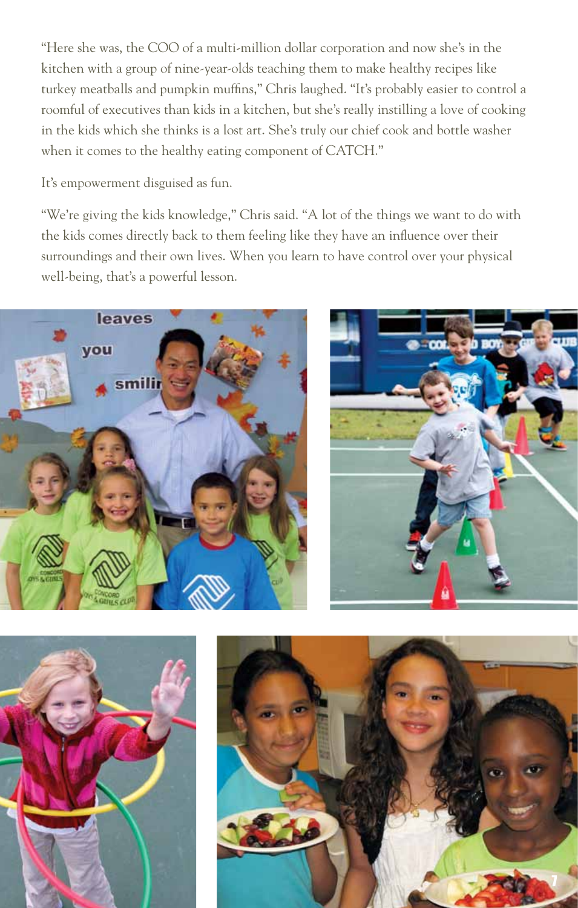"Here she was, the COO of a multi-million dollar corporation and now she's in the kitchen with a group of nine-year-olds teaching them to make healthy recipes like turkey meatballs and pumpkin muffins," Chris laughed. "It's probably easier to control a roomful of executives than kids in a kitchen, but she's really instilling a love of cooking in the kids which she thinks is a lost art. She's truly our chief cook and bottle washer when it comes to the healthy eating component of CATCH."

It's empowerment disguised as fun.

"We're giving the kids knowledge," Chris said. "A lot of the things we want to do with the kids comes directly back to them feeling like they have an influence over their surroundings and their own lives. When you learn to have control over your physical well-being, that's a powerful lesson.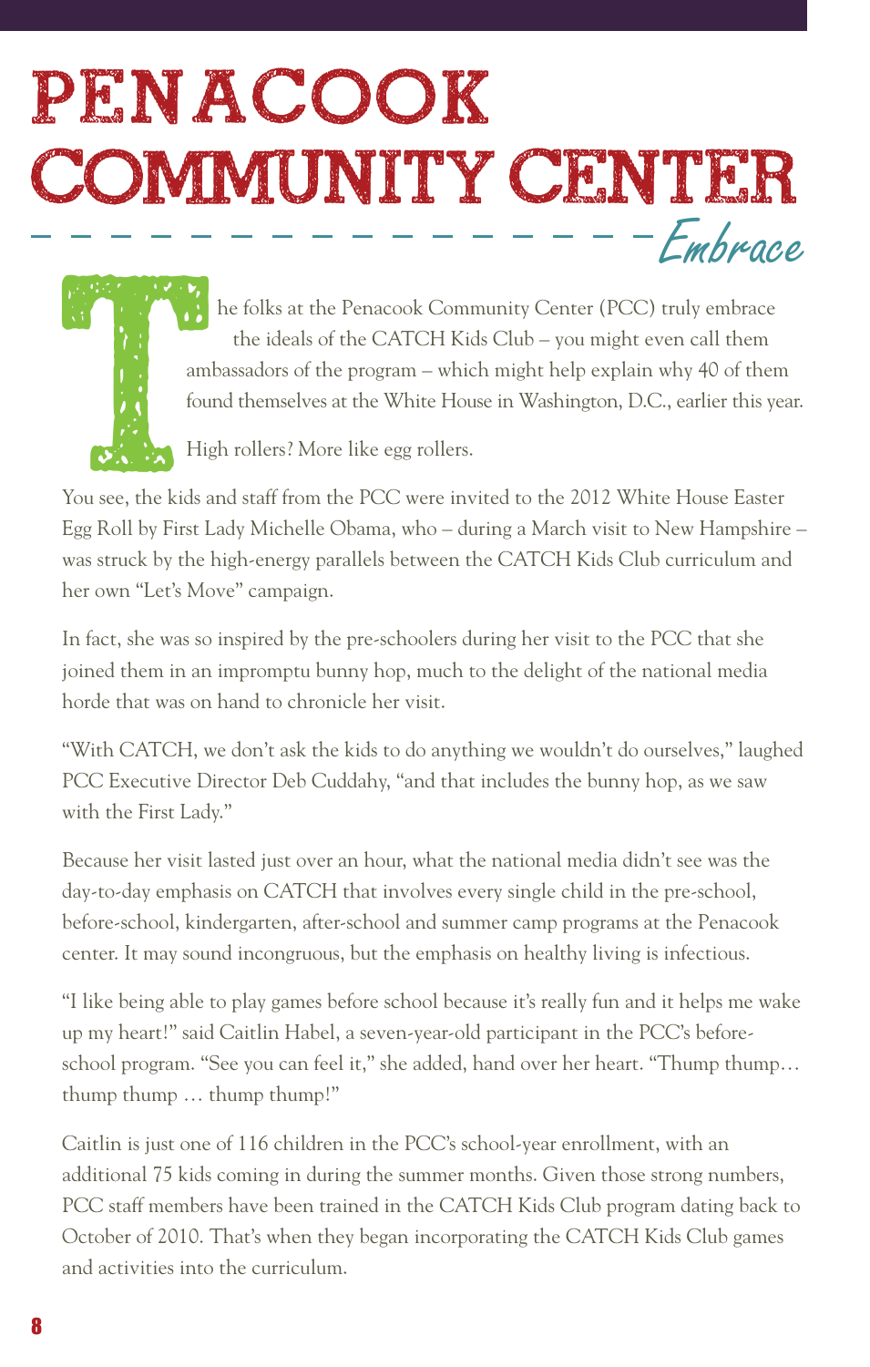# PENACOOK COMMUNITY CENTER

*Embrace*

The folks at the Penacook Community Center (PCC) truly embrace the ideals of the CATCH Kids Club – you might even call them ambassadors of the program – which might help explain why 40 of them found themselves at the White House in Washington, D.C., earlier this year.

High rollers? More like egg rollers.

You see, the kids and staff from the PCC were invited to the 2012 White House Easter Egg Roll by First Lady Michelle Obama, who – during a March visit to New Hampshire – was struck by the high-energy parallels between the CATCH Kids Club curriculum and her own "Let's Move" campaign.

In fact, she was so inspired by the pre-schoolers during her visit to the PCC that she joined them in an impromptu bunny hop, much to the delight of the national media horde that was on hand to chronicle her visit.

"With CATCH, we don't ask the kids to do anything we wouldn't do ourselves," laughed PCC Executive Director Deb Cuddahy, "and that includes the bunny hop, as we saw with the First Lady."

Because her visit lasted just over an hour, what the national media didn't see was the day-to-day emphasis on CATCH that involves every single child in the pre-school, before-school, kindergarten, after-school and summer camp programs at the Penacook center. It may sound incongruous, but the emphasis on healthy living is infectious.

"I like being able to play games before school because it's really fun and it helps me wake up my heart!" said Caitlin Habel, a seven-year-old participant in the PCC's before-school program. "See you can feel it," she added, hand over her heart. "Thump thump… thump thump … thump thump!"

Caitlin is just one of 116 children in the PCC's school-year enrollment, with an additional 75 kids coming in during the summer months. Given those strong numbers, PCC staff members have been trained in the CATCH Kids Club program dating back to October of 2010. That's when they began incorporating the CATCH Kids Club games and activities into the curriculum.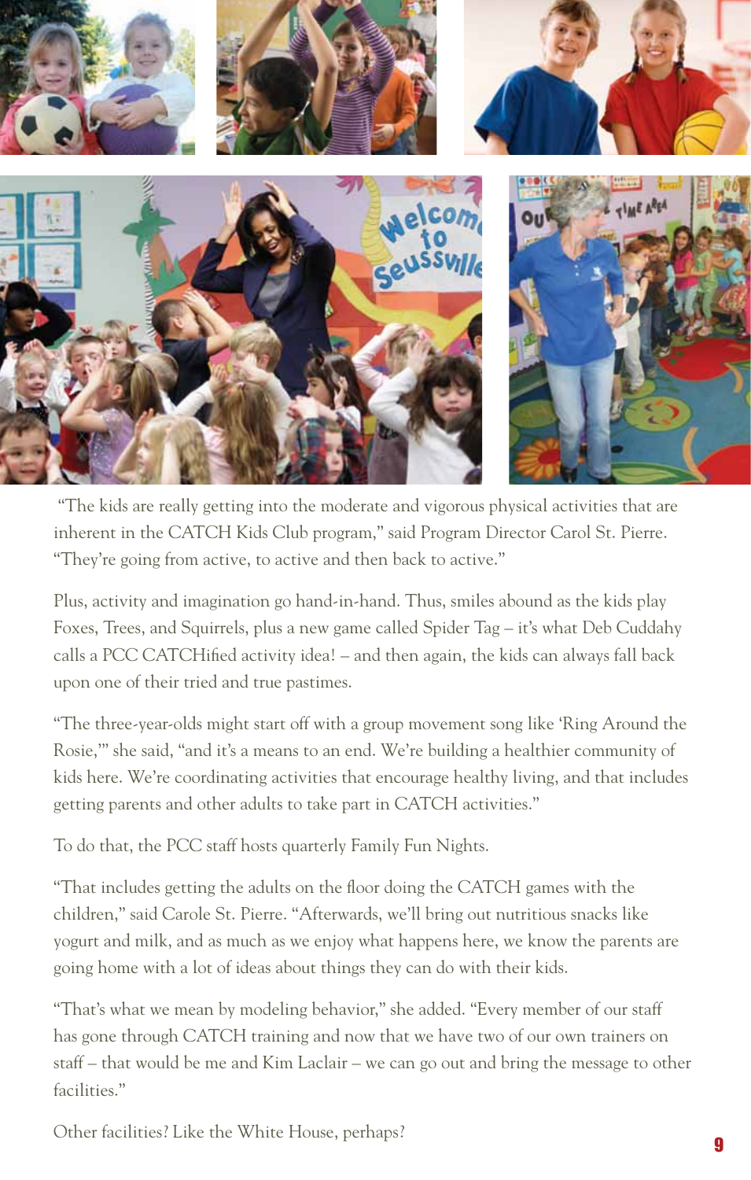"The kids are really getting into the moderate and vigorous physical activities that are inherent in the CATCH Kids Club program," said Program Director Carol St. Pierre. "They're going from active, to active and then back to active."

Plus, activity and imagination go hand-in-hand. Thus, smiles abound as the kids play Foxes, Trees, and Squirrels, plus a new game called Spider Tag – it's what Deb Cuddahy calls a PCC CATCHified activity idea! – and then again, the kids can always fall back upon one of their tried and true pastimes.

"The three-year-olds might start off with a group movement song like 'Ring Around the Rosie,'" she said, "and it's a means to an end. We're building a healthier community of kids here. We're coordinating activities that encourage healthy living, and that includes getting parents and other adults to take part in CATCH activities."

To do that, the PCC staff hosts quarterly Family Fun Nights.

"That includes getting the adults on the floor doing the CATCH games with the children," said Carole St. Pierre. "Afterwards, we'll bring out nutritious snacks like yogurt and milk, and as much as we enjoy what happens here, we know the parents are going home with a lot of ideas about things they can do with their kids.

"That's what we mean by modeling behavior," she added. "Every member of our staff has gone through CATCH training and now that we have two of our own trainers on staff – that would be me and Kim Laclair – we can go out and bring the message to other facilities."

Other facilities? Like the White House, perhaps?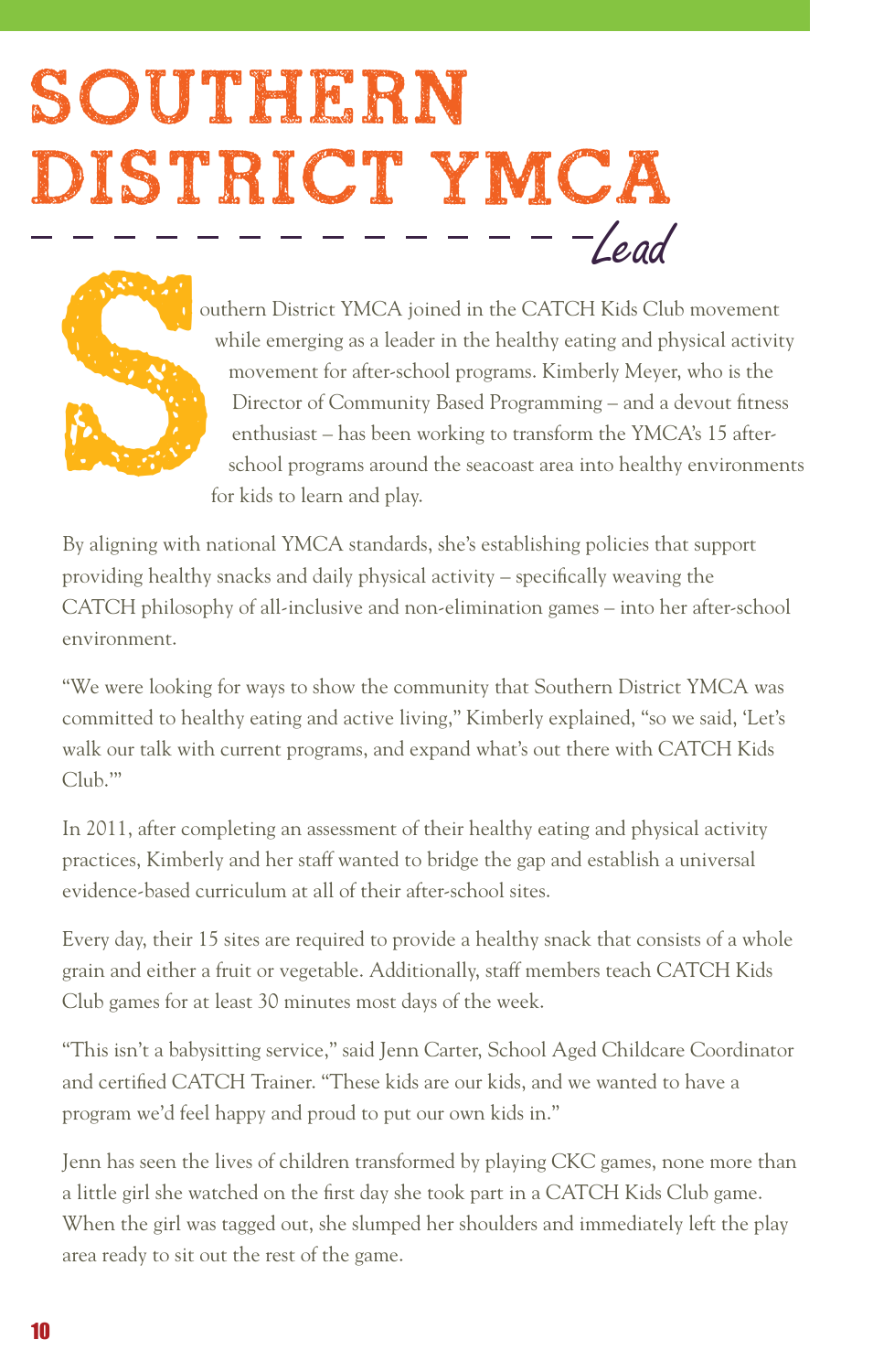# SOUTHERN DISTRICT YMCA

*Lead*

Southern District YMCA joined in the CATCH Kids Club movement while emerging as a leader in the healthy eating and physical activity movement for after-school programs. Kimberly Meyer, who is the Director of Community Based Programming – and a devout fitness enthusiast – has been working to transform the YMCA's 15 after-school programs around the seacoast area into healthy environments for kids to learn and play.

By aligning with national YMCA standards, she's establishing policies that support providing healthy snacks and daily physical activity – specifically weaving the CATCH philosophy of all-inclusive and non-elimination games – into her after-school environment.

"We were looking for ways to show the community that Southern District YMCA was committed to healthy eating and active living," Kimberly explained, "so we said, 'Let's walk our talk with current programs, and expand what's out there with CATCH Kids Club.'"

In 2011, after completing an assessment of their healthy eating and physical activity practices, Kimberly and her staff wanted to bridge the gap and establish a universal evidence-based curriculum at all of their after-school sites.

Every day, their 15 sites are required to provide a healthy snack that consists of a whole grain and either a fruit or vegetable. Additionally, staff members teach CATCH Kids Club games for at least 30 minutes most days of the week.

"This isn't a babysitting service," said Jenn Carter, School Aged Childcare Coordinator and certified CATCH Trainer. "These kids are our kids, and we wanted to have a program we'd feel happy and proud to put our own kids in."

Jenn has seen the lives of children transformed by playing CKC games, none more than a little girl she watched on the first day she took part in a CATCH Kids Club game. When the girl was tagged out, she slumped her shoulders and immediately left the play area ready to sit out the rest of the game.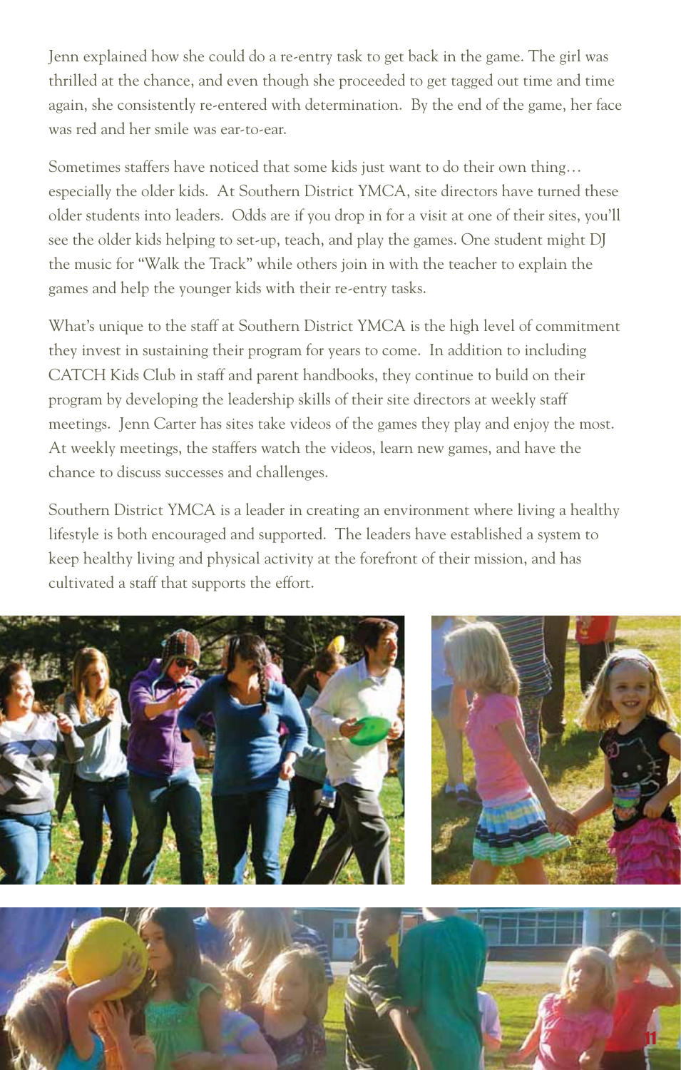Jenn explained how she could do a re-entry task to get back in the game. The girl was thrilled at the chance, and even though she proceeded to get tagged out time and time again, she consistently re-entered with determination. By the end of the game, her face was red and her smile was ear-to-ear.

Sometimes staffers have noticed that some kids just want to do their own thing… especially the older kids. At Southern District YMCA, site directors have turned these older students into leaders. Odds are if you drop in for a visit at one of their sites, you'll see the older kids helping to set-up, teach, and play the games. One student might DJ the music for "Walk the Track" while others join in with the teacher to explain the games and help the younger kids with their re-entry tasks.

What's unique to the staff at Southern District YMCA is the high level of commitment they invest in sustaining their program for years to come. In addition to including CATCH Kids Club in staff and parent handbooks, they continue to build on their program by developing the leadership skills of their site directors at weekly staff meetings. Jenn Carter has sites take videos of the games they play and enjoy the most. At weekly meetings, the staffers watch the videos, learn new games, and have the chance to discuss successes and challenges.

Southern District YMCA is a leader in creating an environment where living a healthy lifestyle is both encouraged and supported. The leaders have established a system to keep healthy living and physical activity at the forefront of their mission, and has cultivated a staff that supports the effort.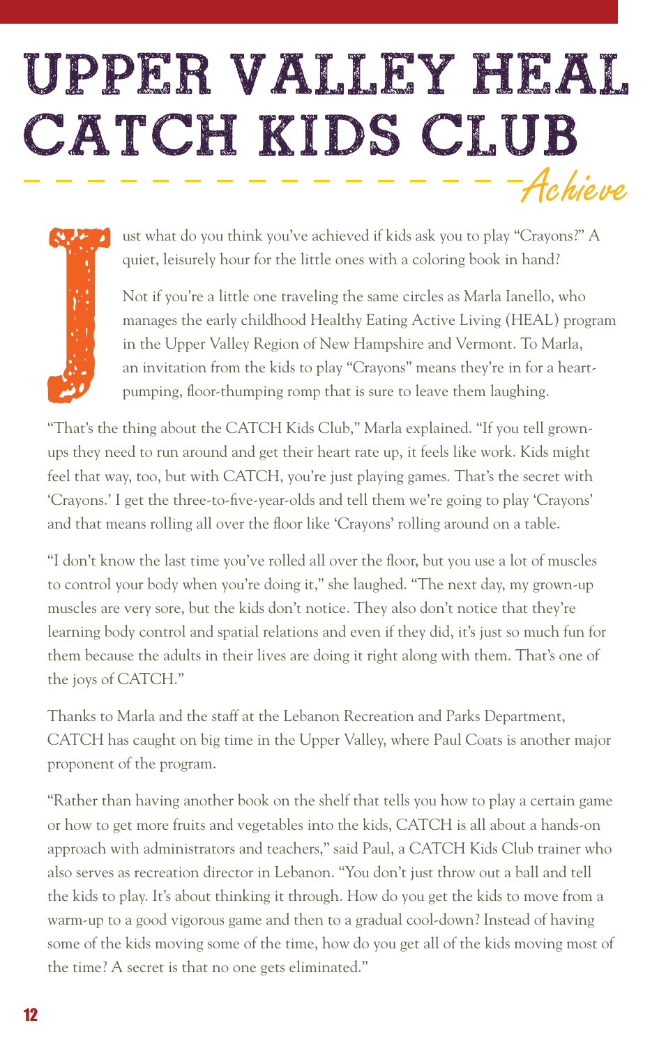# UPPER VALLEY HEAL CATCH KIDS CLUB

*Achieve*

Just what do you think you've achieved if kids ask you to play "Crayons?" A quiet, leisurely hour for the little ones with a coloring book in hand?

Not if you're a little one traveling the same circles as Marla Ianello, who manages the early childhood Healthy Eating Active Living (HEAL) program in the Upper Valley Region of New Hampshire and Vermont. To Marla, an invitation from the kids to play "Crayons" means they're in for a heart-pumping, floor-thumping romp that is sure to leave them laughing.

"That's the thing about the CATCH Kids Club," Marla explained. "If you tell grown-ups they need to run around and get their heart rate up, it feels like work. Kids might feel that way, too, but with CATCH, you're just playing games. That's the secret with 'Crayons.' I get the three-to-five-year-olds and tell them we're going to play 'Crayons' and that means rolling all over the floor like 'Crayons' rolling around on a table.

"I don't know the last time you've rolled all over the floor, but you use a lot of muscles to control your body when you're doing it," she laughed. "The next day, my grown-up muscles are very sore, but the kids don't notice. They also don't notice that they're learning body control and spatial relations and even if they did, it's just so much fun for them because the adults in their lives are doing it right along with them. That's one of the joys of CATCH."

Thanks to Marla and the staff at the Lebanon Recreation and Parks Department, CATCH has caught on big time in the Upper Valley, where Paul Coats is another major proponent of the program.

"Rather than having another book on the shelf that tells you how to play a certain game or how to get more fruits and vegetables into the kids, CATCH is all about a hands-on approach with administrators and teachers," said Paul, a CATCH Kids Club trainer who also serves as recreation director in Lebanon. "You don't just throw out a ball and tell the kids to play. It's about thinking it through. How do you get the kids to move from a warm-up to a good vigorous game and then to a gradual cool-down? Instead of having some of the kids moving some of the time, how do you get all of the kids moving most of the time? A secret is that no one gets eliminated."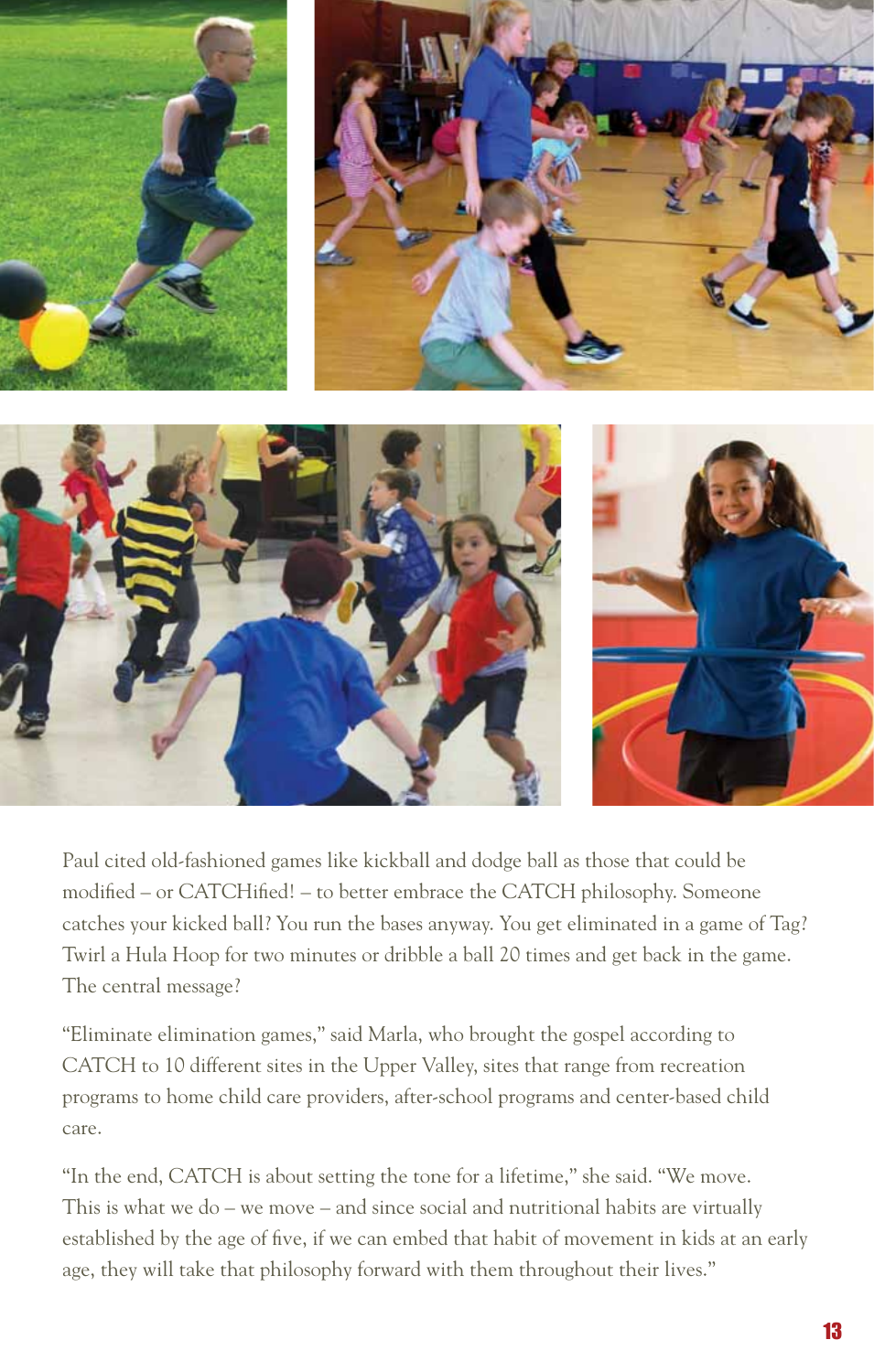Paul cited old-fashioned games like kickball and dodge ball as those that could be modified – or CATCHified! – to better embrace the CATCH philosophy. Someone catches your kicked ball? You run the bases anyway. You get eliminated in a game of Tag? Twirl a Hula Hoop for two minutes or dribble a ball 20 times and get back in the game. The central message?

"Eliminate elimination games," said Marla, who brought the gospel according to CATCH to 10 different sites in the Upper Valley, sites that range from recreation programs to home child care providers, after-school programs and center-based child care.

"In the end, CATCH is about setting the tone for a lifetime," she said. "We move. This is what we do – we move – and since social and nutritional habits are virtually established by the age of five, if we can embed that habit of movement in kids at an early age, they will take that philosophy forward with them throughout their lives."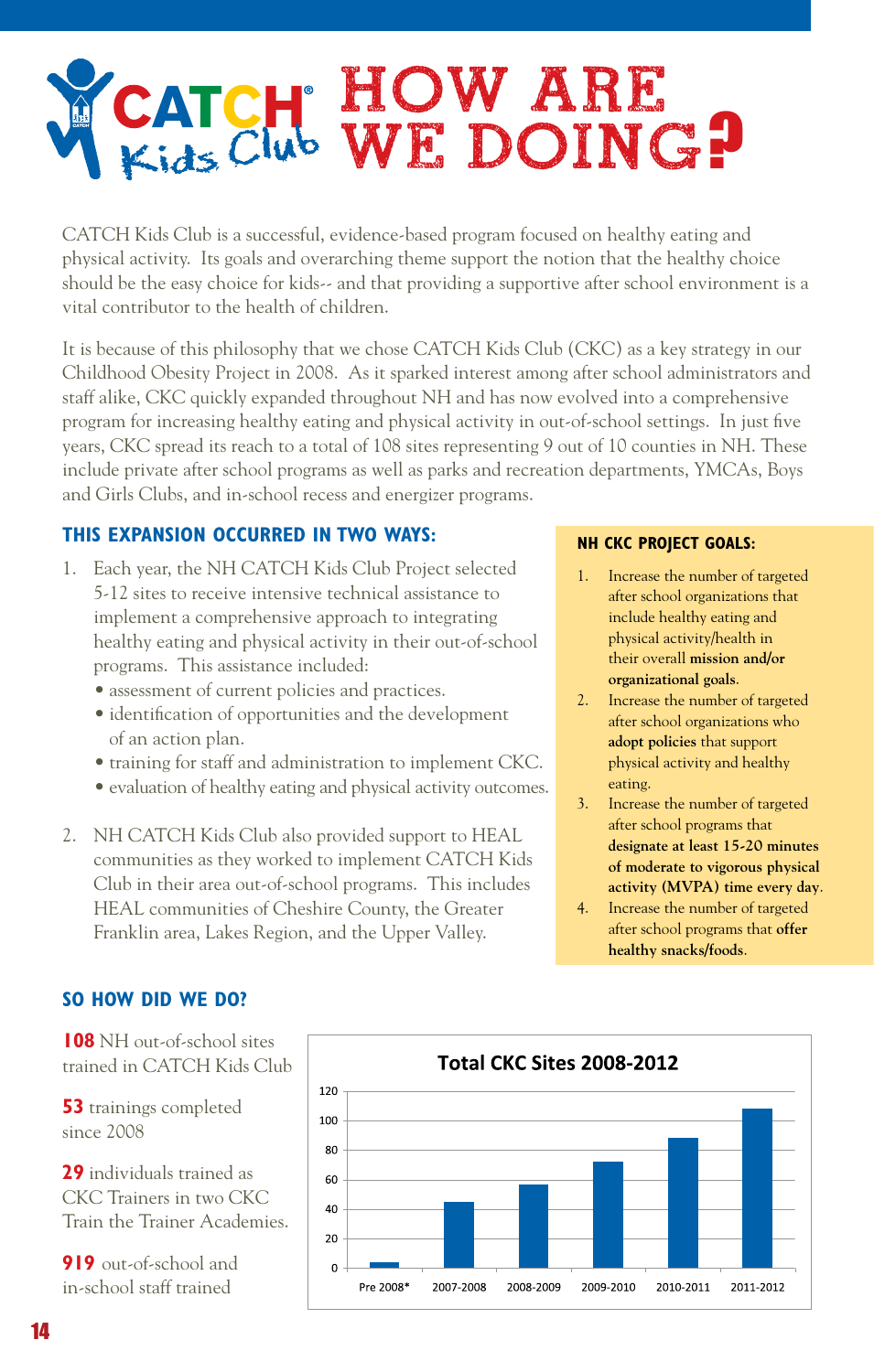# CATCH® Kids Club HOW ARE WE DOING?

CATCH Kids Club is a successful, evidence-based program focused on healthy eating and physical activity. Its goals and overarching theme support the notion that the healthy choice should be the easy choice for kids-- and that providing a supportive after school environment is a vital contributor to the health of children.

It is because of this philosophy that we chose CATCH Kids Club (CKC) as a key strategy in our Childhood Obesity Project in 2008. As it sparked interest among after school administrators and staff alike, CKC quickly expanded throughout NH and has now evolved into a comprehensive program for increasing healthy eating and physical activity in out-of-school settings. In just five years, CKC spread its reach to a total of 108 sites representing 9 out of 10 counties in NH. These include private after school programs as well as parks and recreation departments, YMCAs, Boys and Girls Clubs, and in-school recess and energizer programs.

## THIS EXPANSION OCCURRED IN TWO WAYS:

1. Each year, the NH CATCH Kids Club Project selected 5-12 sites to receive intensive technical assistance to implement a comprehensive approach to integrating healthy eating and physical activity in their out-of-school programs. This assistance included:
   - assessment of current policies and practices.
   - identification of opportunities and the development of an action plan.
   - training for staff and administration to implement CKC.
   - evaluation of healthy eating and physical activity outcomes.

2. NH CATCH Kids Club also provided support to HEAL communities as they worked to implement CATCH Kids Club in their area out-of-school programs. This includes HEAL communities of Cheshire County, the Greater Franklin area, Lakes Region, and the Upper Valley.

## NH CKC PROJECT GOALS:

1. Increase the number of targeted after school organizations that include healthy eating and physical activity/health in their overall **mission and/or organizational goals**.
2. Increase the number of targeted after school organizations who **adopt policies** that support physical activity and healthy eating.
3. Increase the number of targeted after school programs that **designate at least 15-20 minutes of moderate to vigorous physical activity (MVPA) time every day**.
4. Increase the number of targeted after school programs that **offer healthy snacks/foods**.

## SO HOW DID WE DO?

**108** NH out-of-school sites trained in CATCH Kids Club

**53** trainings completed since 2008

**29** individuals trained as CKC Trainers in two CKC Train the Trainer Academies.

**919** out-of-school and in-school staff trained

**Total CKC Sites 2008-2012**

| Period | Total CKC Sites (approx.) |
|---|---|
| Pre 2008* | 3 |
| 2007-2008 | 45 |
| 2008-2009 | 57 |
| 2009-2010 | 72 |
| 2010-2011 | 88 |
| 2011-2012 | 108 |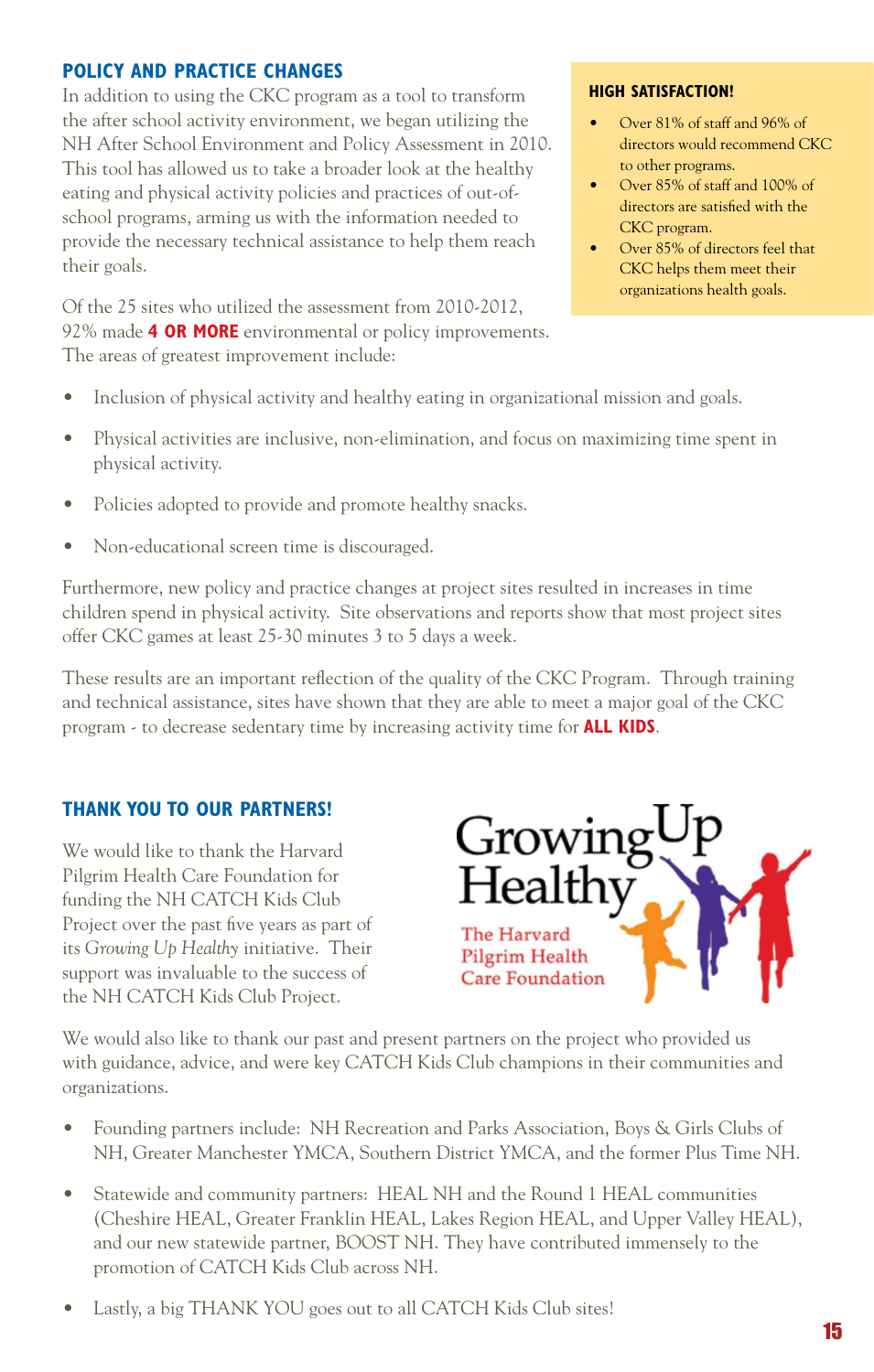## POLICY AND PRACTICE CHANGES

In addition to using the CKC program as a tool to transform the after school activity environment, we began utilizing the NH After School Environment and Policy Assessment in 2010. This tool has allowed us to take a broader look at the healthy eating and physical activity policies and practices of out-of-school programs, arming us with the information needed to provide the necessary technical assistance to help them reach their goals.

Of the 25 sites who utilized the assessment from 2010-2012, 92% made **4 OR MORE** environmental or policy improvements. The areas of greatest improvement include:

- Inclusion of physical activity and healthy eating in organizational mission and goals.
- Physical activities are inclusive, non-elimination, and focus on maximizing time spent in physical activity.
- Policies adopted to provide and promote healthy snacks.
- Non-educational screen time is discouraged.

Furthermore, new policy and practice changes at project sites resulted in increases in time children spend in physical activity. Site observations and reports show that most project sites offer CKC games at least 25-30 minutes 3 to 5 days a week.

These results are an important reflection of the quality of the CKC Program. Through training and technical assistance, sites have shown that they are able to meet a major goal of the CKC program - to decrease sedentary time by increasing activity time for **ALL KIDS**.

### HIGH SATISFACTION!

- Over 81% of staff and 96% of directors would recommend CKC to other programs.
- Over 85% of staff and 100% of directors are satisfied with the CKC program.
- Over 85% of directors feel that CKC helps them meet their organizations health goals.

## THANK YOU TO OUR PARTNERS!

We would like to thank the Harvard Pilgrim Health Care Foundation for funding the NH CATCH Kids Club Project over the past five years as part of its *Growing Up Healthy* initiative. Their support was invaluable to the success of the NH CATCH Kids Club Project.

Growing Up Healthy
The Harvard Pilgrim Health Care Foundation

We would also like to thank our past and present partners on the project who provided us with guidance, advice, and were key CATCH Kids Club champions in their communities and organizations.

- Founding partners include: NH Recreation and Parks Association, Boys & Girls Clubs of NH, Greater Manchester YMCA, Southern District YMCA, and the former Plus Time NH.
- Statewide and community partners: HEAL NH and the Round 1 HEAL communities (Cheshire HEAL, Greater Franklin HEAL, Lakes Region HEAL, and Upper Valley HEAL), and our new statewide partner, BOOST NH. They have contributed immensely to the promotion of CATCH Kids Club across NH.
- Lastly, a big THANK YOU goes out to all CATCH Kids Club sites!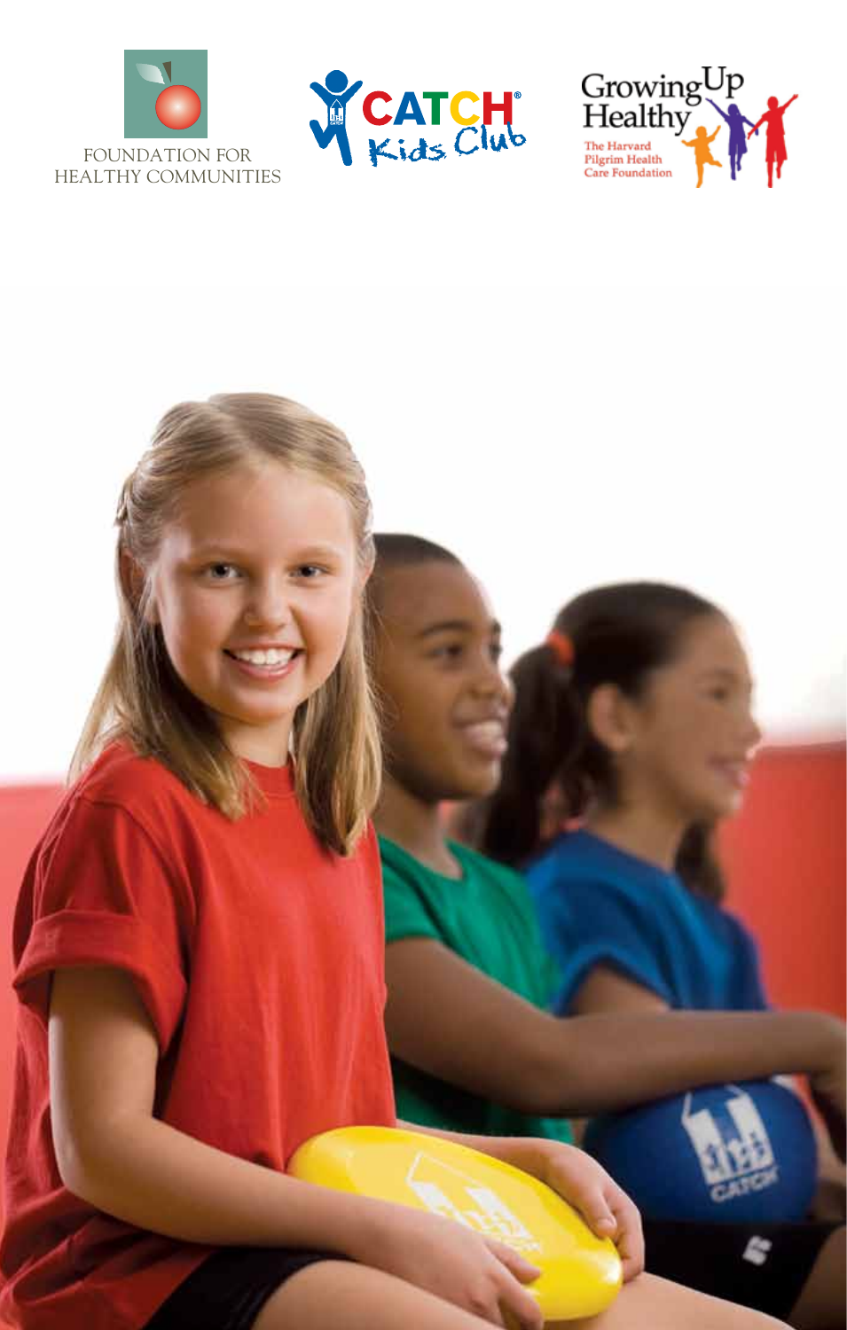FOUNDATION FOR HEALTHY COMMUNITIES

CATCH® Kids Club

Growing Up Healthy

The Harvard Pilgrim Health Care Foundation